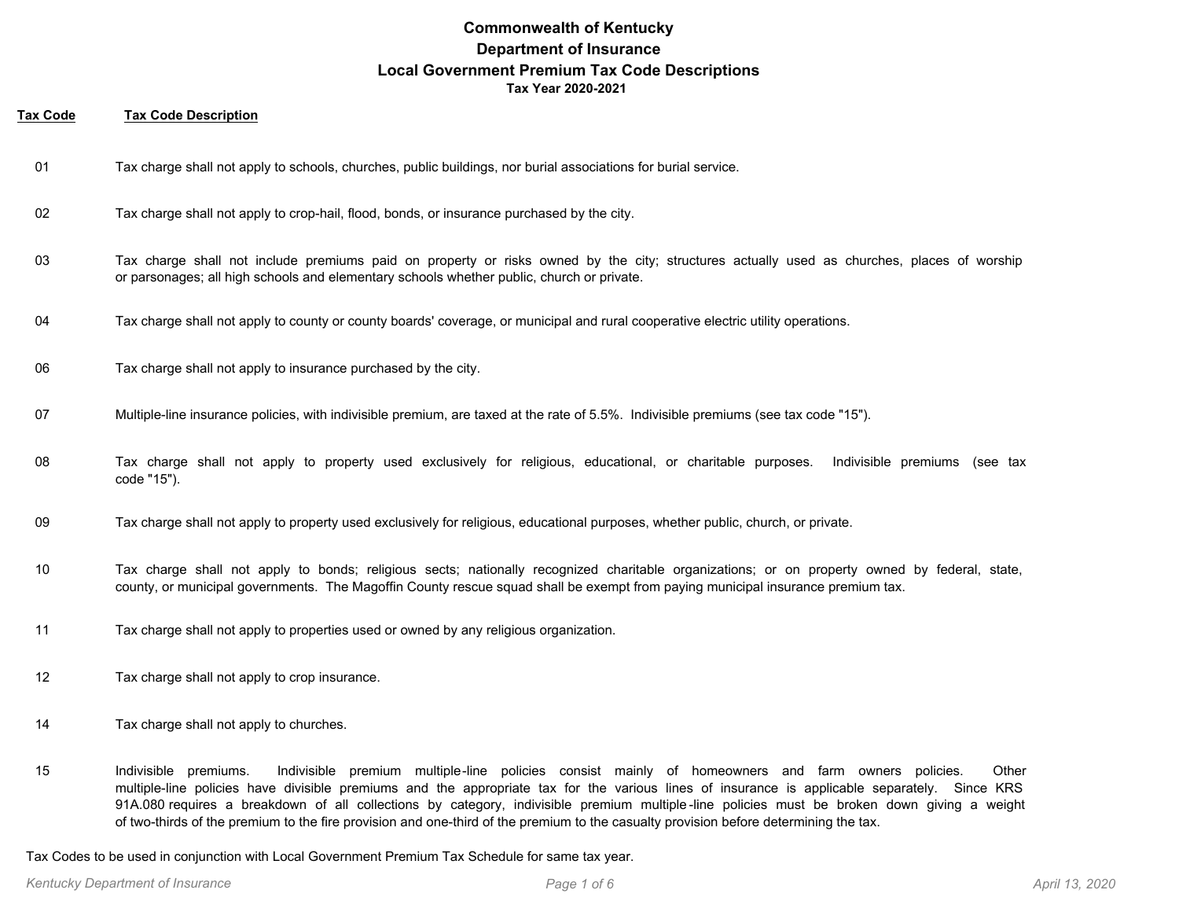# Commonwealth of Kentucky
## Department of Insurance
## Local Government Premium Tax Code Descriptions
### Tax Year 2020-2021

| Tax Code | Tax Code Description |
|---|---|
| 01 | Tax charge shall not apply to schools, churches, public buildings, nor burial associations for burial service. |
| 02 | Tax charge shall not apply to crop-hail, flood, bonds, or insurance purchased by the city. |
| 03 | Tax charge shall not include premiums paid on property or risks owned by the city; structures actually used as churches, places of worship or parsonages; all high schools and elementary schools whether public, church or private. |
| 04 | Tax charge shall not apply to county or county boards' coverage, or municipal and rural cooperative electric utility operations. |
| 06 | Tax charge shall not apply to insurance purchased by the city. |
| 07 | Multiple-line insurance policies, with indivisible premium, are taxed at the rate of 5.5%. Indivisible premiums (see tax code "15"). |
| 08 | Tax charge shall not apply to property used exclusively for religious, educational, or charitable purposes. Indivisible premiums (see tax code "15"). |
| 09 | Tax charge shall not apply to property used exclusively for religious, educational purposes, whether public, church, or private. |
| 10 | Tax charge shall not apply to bonds; religious sects; nationally recognized charitable organizations; or on property owned by federal, state, county, or municipal governments. The Magoffin County rescue squad shall be exempt from paying municipal insurance premium tax. |
| 11 | Tax charge shall not apply to properties used or owned by any religious organization. |
| 12 | Tax charge shall not apply to crop insurance. |
| 14 | Tax charge shall not apply to churches. |
| 15 | Indivisible premiums. Indivisible premium multiple-line policies consist mainly of homeowners and farm owners policies. Other multiple-line policies have divisible premiums and the appropriate tax for the various lines of insurance is applicable separately. Since KRS 91A.080 requires a breakdown of all collections by category, indivisible premium multiple-line policies must be broken down giving a weight of two-thirds of the premium to the fire provision and one-third of the premium to the casualty provision before determining the tax. |

Tax Codes to be used in conjunction with Local Government Premium Tax Schedule for same tax year.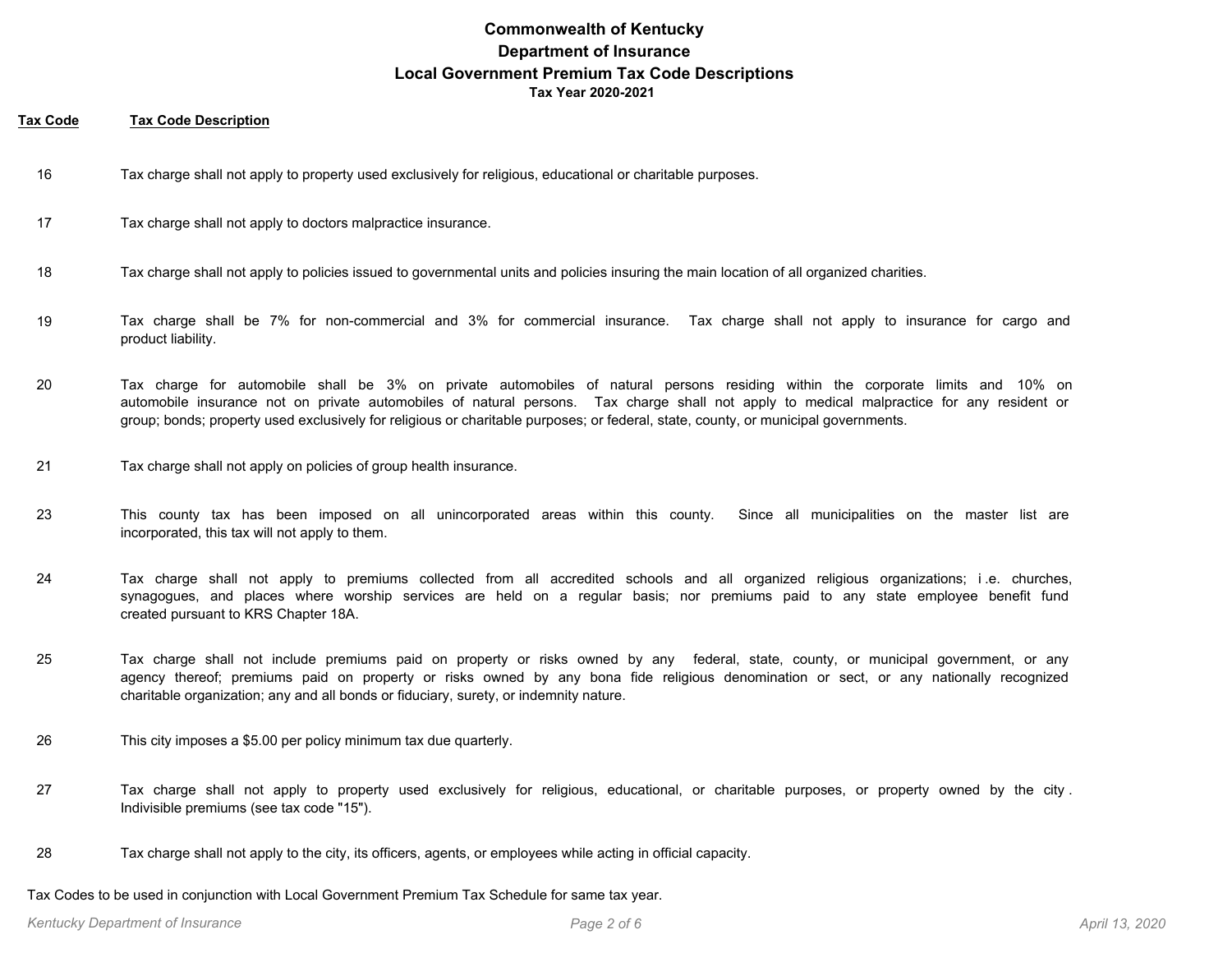# Commonwealth of Kentucky
## Department of Insurance
## Local Government Premium Tax Code Descriptions
### Tax Year 2020-2021

| Tax Code | Tax Code Description |
|---|---|
| 16 | Tax charge shall not apply to property used exclusively for religious, educational or charitable purposes. |
| 17 | Tax charge shall not apply to doctors malpractice insurance. |
| 18 | Tax charge shall not apply to policies issued to governmental units and policies insuring the main location of all organized charities. |
| 19 | Tax charge shall be 7% for non-commercial and 3% for commercial insurance. Tax charge shall not apply to insurance for cargo and product liability. |
| 20 | Tax charge for automobile shall be 3% on private automobiles of natural persons residing within the corporate limits and 10% on automobile insurance not on private automobiles of natural persons. Tax charge shall not apply to medical malpractice for any resident or group; bonds; property used exclusively for religious or charitable purposes; or federal, state, county, or municipal governments. |
| 21 | Tax charge shall not apply on policies of group health insurance. |
| 23 | This county tax has been imposed on all unincorporated areas within this county. Since all municipalities on the master list are incorporated, this tax will not apply to them. |
| 24 | Tax charge shall not apply to premiums collected from all accredited schools and all organized religious organizations; i.e. churches, synagogues, and places where worship services are held on a regular basis; nor premiums paid to any state employee benefit fund created pursuant to KRS Chapter 18A. |
| 25 | Tax charge shall not include premiums paid on property or risks owned by any federal, state, county, or municipal government, or any agency thereof; premiums paid on property or risks owned by any bona fide religious denomination or sect, or any nationally recognized charitable organization; any and all bonds or fiduciary, surety, or indemnity nature. |
| 26 | This city imposes a $5.00 per policy minimum tax due quarterly. |
| 27 | Tax charge shall not apply to property used exclusively for religious, educational, or charitable purposes, or property owned by the city. Indivisible premiums (see tax code "15"). |
| 28 | Tax charge shall not apply to the city, its officers, agents, or employees while acting in official capacity. |

Tax Codes to be used in conjunction with Local Government Premium Tax Schedule for same tax year.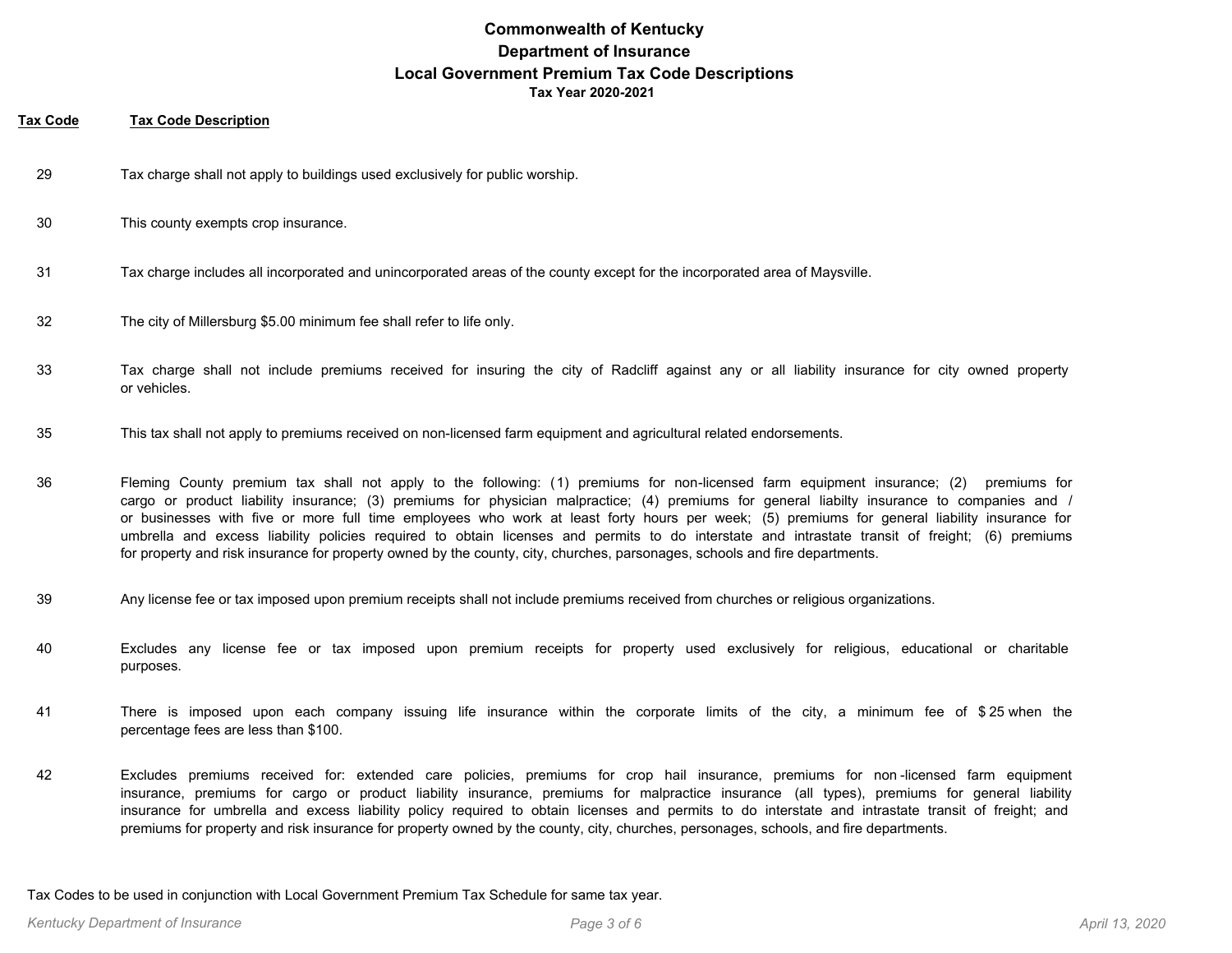# Commonwealth of Kentucky
## Department of Insurance
## Local Government Premium Tax Code Descriptions
### Tax Year 2020-2021

| Tax Code | Tax Code Description |
|---|---|
| 29 | Tax charge shall not apply to buildings used exclusively for public worship. |
| 30 | This county exempts crop insurance. |
| 31 | Tax charge includes all incorporated and unincorporated areas of the county except for the incorporated area of Maysville. |
| 32 | The city of Millersburg $5.00 minimum fee shall refer to life only. |
| 33 | Tax charge shall not include premiums received for insuring the city of Radcliff against any or all liability insurance for city owned property or vehicles. |
| 35 | This tax shall not apply to premiums received on non-licensed farm equipment and agricultural related endorsements. |
| 36 | Fleming County premium tax shall not apply to the following: (1) premiums for non-licensed farm equipment insurance; (2) premiums for cargo or product liability insurance; (3) premiums for physician malpractice; (4) premiums for general liabilty insurance to companies and / or businesses with five or more full time employees who work at least forty hours per week; (5) premiums for general liability insurance for umbrella and excess liability policies required to obtain licenses and permits to do interstate and intrastate transit of freight; (6) premiums for property and risk insurance for property owned by the county, city, churches, parsonages, schools and fire departments. |
| 39 | Any license fee or tax imposed upon premium receipts shall not include premiums received from churches or religious organizations. |
| 40 | Excludes any license fee or tax imposed upon premium receipts for property used exclusively for religious, educational or charitable purposes. |
| 41 | There is imposed upon each company issuing life insurance within the corporate limits of the city, a minimum fee of $25 when the percentage fees are less than $100. |
| 42 | Excludes premiums received for: extended care policies, premiums for crop hail insurance, premiums for non-licensed farm equipment insurance, premiums for cargo or product liability insurance, premiums for malpractice insurance (all types), premiums for general liability insurance for umbrella and excess liability policy required to obtain licenses and permits to do interstate and intrastate transit of freight; and premiums for property and risk insurance for property owned by the county, city, churches, personages, schools, and fire departments. |

Tax Codes to be used in conjunction with Local Government Premium Tax Schedule for same tax year.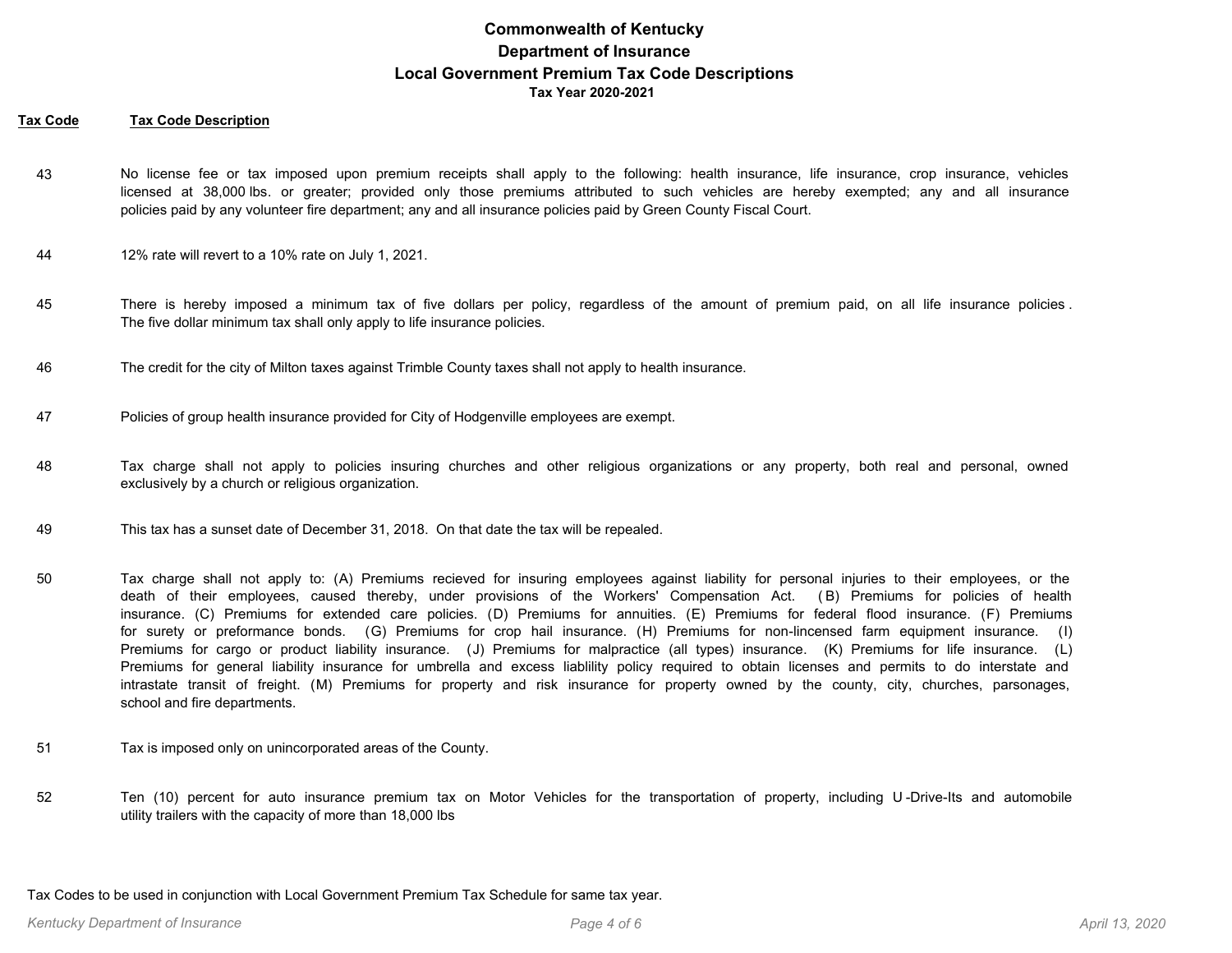# Commonwealth of Kentucky
## Department of Insurance
## Local Government Premium Tax Code Descriptions
### Tax Year 2020-2021

| Tax Code | Tax Code Description |
|---|---|
| 43 | No license fee or tax imposed upon premium receipts shall apply to the following: health insurance, life insurance, crop insurance, vehicles licensed at 38,000 lbs. or greater; provided only those premiums attributed to such vehicles are hereby exempted; any and all insurance policies paid by any volunteer fire department; any and all insurance policies paid by Green County Fiscal Court. |
| 44 | 12% rate will revert to a 10% rate on July 1, 2021. |
| 45 | There is hereby imposed a minimum tax of five dollars per policy, regardless of the amount of premium paid, on all life insurance policies. The five dollar minimum tax shall only apply to life insurance policies. |
| 46 | The credit for the city of Milton taxes against Trimble County taxes shall not apply to health insurance. |
| 47 | Policies of group health insurance provided for City of Hodgenville employees are exempt. |
| 48 | Tax charge shall not apply to policies insuring churches and other religious organizations or any property, both real and personal, owned exclusively by a church or religious organization. |
| 49 | This tax has a sunset date of December 31, 2018. On that date the tax will be repealed. |
| 50 | Tax charge shall not apply to: (A) Premiums recieved for insuring employees against liability for personal injuries to their employees, or the death of their employees, caused thereby, under provisions of the Workers' Compensation Act. (B) Premiums for policies of health insurance. (C) Premiums for extended care policies. (D) Premiums for annuities. (E) Premiums for federal flood insurance. (F) Premiums for surety or preformance bonds. (G) Premiums for crop hail insurance. (H) Premiums for non-lincensed farm equipment insurance. (I) Premiums for cargo or product liability insurance. (J) Premiums for malpractice (all types) insurance. (K) Premiums for life insurance. (L) Premiums for general liability insurance for umbrella and excess liablility policy required to obtain licenses and permits to do interstate and intrastate transit of freight. (M) Premiums for property and risk insurance for property owned by the county, city, churches, parsonages, school and fire departments. |
| 51 | Tax is imposed only on unincorporated areas of the County. |
| 52 | Ten (10) percent for auto insurance premium tax on Motor Vehicles for the transportation of property, including U-Drive-Its and automobile utility trailers with the capacity of more than 18,000 lbs |

Tax Codes to be used in conjunction with Local Government Premium Tax Schedule for same tax year.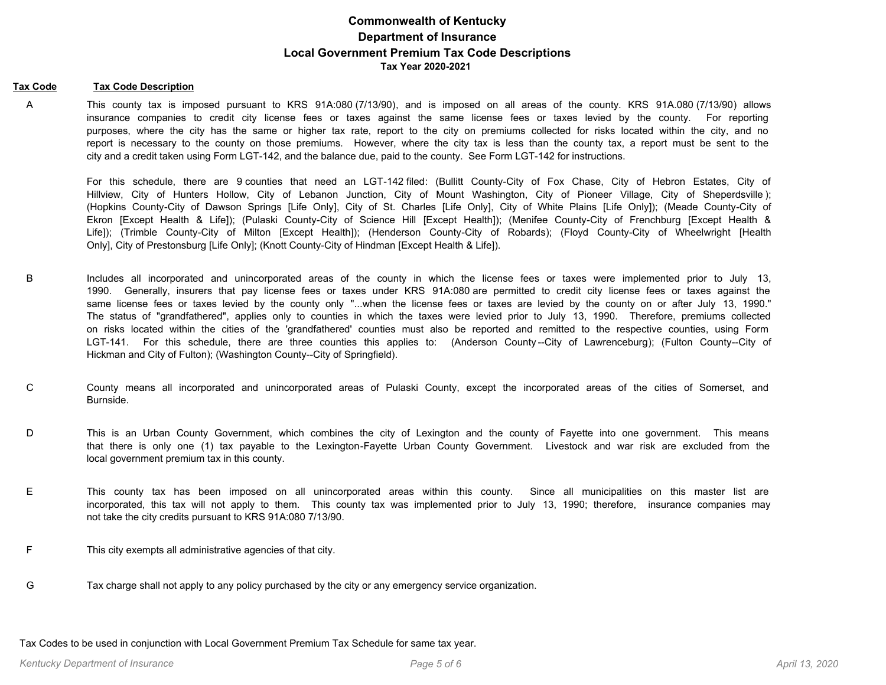# Commonwealth of Kentucky
## Department of Insurance
## Local Government Premium Tax Code Descriptions
### Tax Year 2020-2021

| Tax Code | Tax Code Description |
|---|---|
| A | This county tax is imposed pursuant to KRS 91A:080 (7/13/90), and is imposed on all areas of the county. KRS 91A.080 (7/13/90) allows insurance companies to credit city license fees or taxes against the same license fees or taxes levied by the county. For reporting purposes, where the city has the same or higher tax rate, report to the city on premiums collected for risks located within the city, and no report is necessary to the county on those premiums. However, where the city tax is less than the county tax, a report must be sent to the city and a credit taken using Form LGT-142, and the balance due, paid to the county. See Form LGT-142 for instructions.<br><br>For this schedule, there are 9 counties that need an LGT-142 filed: (Bullitt County-City of Fox Chase, City of Hebron Estates, City of Hillview, City of Hunters Hollow, City of Lebanon Junction, City of Mount Washington, City of Pioneer Village, City of Sheperdsville ); (Hopkins County-City of Dawson Springs [Life Only], City of St. Charles [Life Only], City of White Plains [Life Only]); (Meade County-City of Ekron [Except Health & Life]); (Pulaski County-City of Science Hill [Except Health]); (Menifee County-City of Frenchburg [Except Health & Life]); (Trimble County-City of Milton [Except Health]); (Henderson County-City of Robards); (Floyd County-City of Wheelwright [Health Only], City of Prestonsburg [Life Only]; (Knott County-City of Hindman [Except Health & Life]). |
| B | Includes all incorporated and unincorporated areas of the county in which the license fees or taxes were implemented prior to July 13, 1990. Generally, insurers that pay license fees or taxes under KRS 91A:080 are permitted to credit city license fees or taxes against the same license fees or taxes levied by the county only "...when the license fees or taxes are levied by the county on or after July 13, 1990." The status of "grandfathered", applies only to counties in which the taxes were levied prior to July 13, 1990. Therefore, premiums collected on risks located within the cities of the 'grandfathered' counties must also be reported and remitted to the respective counties, using Form LGT-141. For this schedule, there are three counties this applies to: (Anderson County--City of Lawrenceburg); (Fulton County--City of Hickman and City of Fulton); (Washington County--City of Springfield). |
| C | County means all incorporated and unincorporated areas of Pulaski County, except the incorporated areas of the cities of Somerset, and Burnside. |
| D | This is an Urban County Government, which combines the city of Lexington and the county of Fayette into one government. This means that there is only one (1) tax payable to the Lexington-Fayette Urban County Government. Livestock and war risk are excluded from the local government premium tax in this county. |
| E | This county tax has been imposed on all unincorporated areas within this county. Since all municipalities on this master list are incorporated, this tax will not apply to them. This county tax was implemented prior to July 13, 1990; therefore, insurance companies may not take the city credits pursuant to KRS 91A:080 7/13/90. |
| F | This city exempts all administrative agencies of that city. |
| G | Tax charge shall not apply to any policy purchased by the city or any emergency service organization. |

Tax Codes to be used in conjunction with Local Government Premium Tax Schedule for same tax year.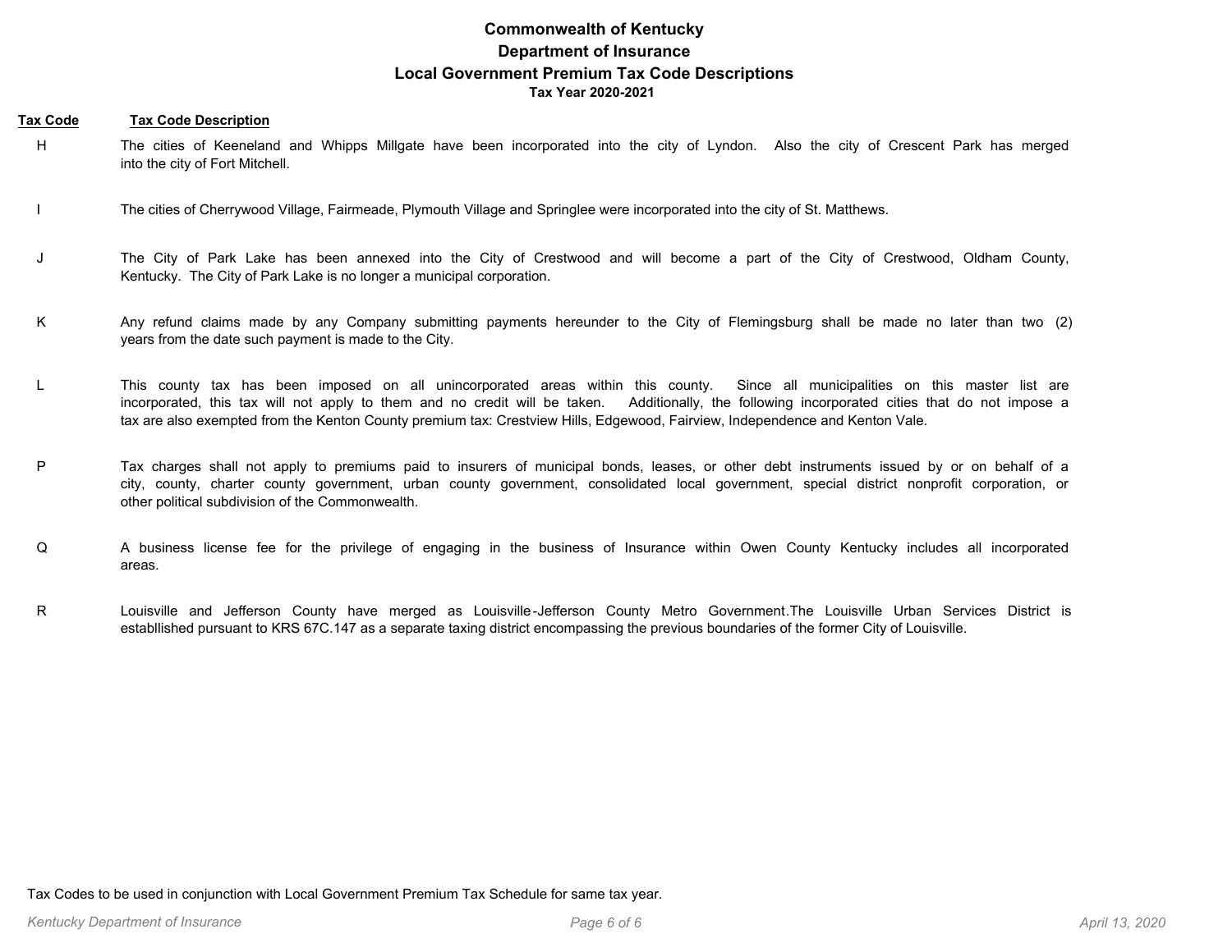**Commonwealth of Kentucky**
**Department of Insurance**
**Local Government Premium Tax Code Descriptions**
**Tax Year 2020-2021**

| Tax Code | Tax Code Description |
| --- | --- |
| H | The cities of Keeneland and Whipps Millgate have been incorporated into the city of Lyndon. Also the city of Crescent Park has merged into the city of Fort Mitchell. |
| I | The cities of Cherrywood Village, Fairmeade, Plymouth Village and Springlee were incorporated into the city of St. Matthews. |
| J | The City of Park Lake has been annexed into the City of Crestwood and will become a part of the City of Crestwood, Oldham County, Kentucky. The City of Park Lake is no longer a municipal corporation. |
| K | Any refund claims made by any Company submitting payments hereunder to the City of Flemingsburg shall be made no later than two (2) years from the date such payment is made to the City. |
| L | This county tax has been imposed on all unincorporated areas within this county. Since all municipalities on this master list are incorporated, this tax will not apply to them and no credit will be taken. Additionally, the following incorporated cities that do not impose a tax are also exempted from the Kenton County premium tax: Crestview Hills, Edgewood, Fairview, Independence and Kenton Vale. |
| P | Tax charges shall not apply to premiums paid to insurers of municipal bonds, leases, or other debt instruments issued by or on behalf of a city, county, charter county government, urban county government, consolidated local government, special district nonprofit corporation, or other political subdivision of the Commonwealth. |
| Q | A business license fee for the privilege of engaging in the business of Insurance within Owen County Kentucky includes all incorporated areas. |
| R | Louisville and Jefferson County have merged as Louisville-Jefferson County Metro Government.The Louisville Urban Services District is establlished pursuant to KRS 67C.147 as a separate taxing district encompassing the previous boundaries of the former City of Louisville. |

Tax Codes to be used in conjunction with Local Government Premium Tax Schedule for same tax year.